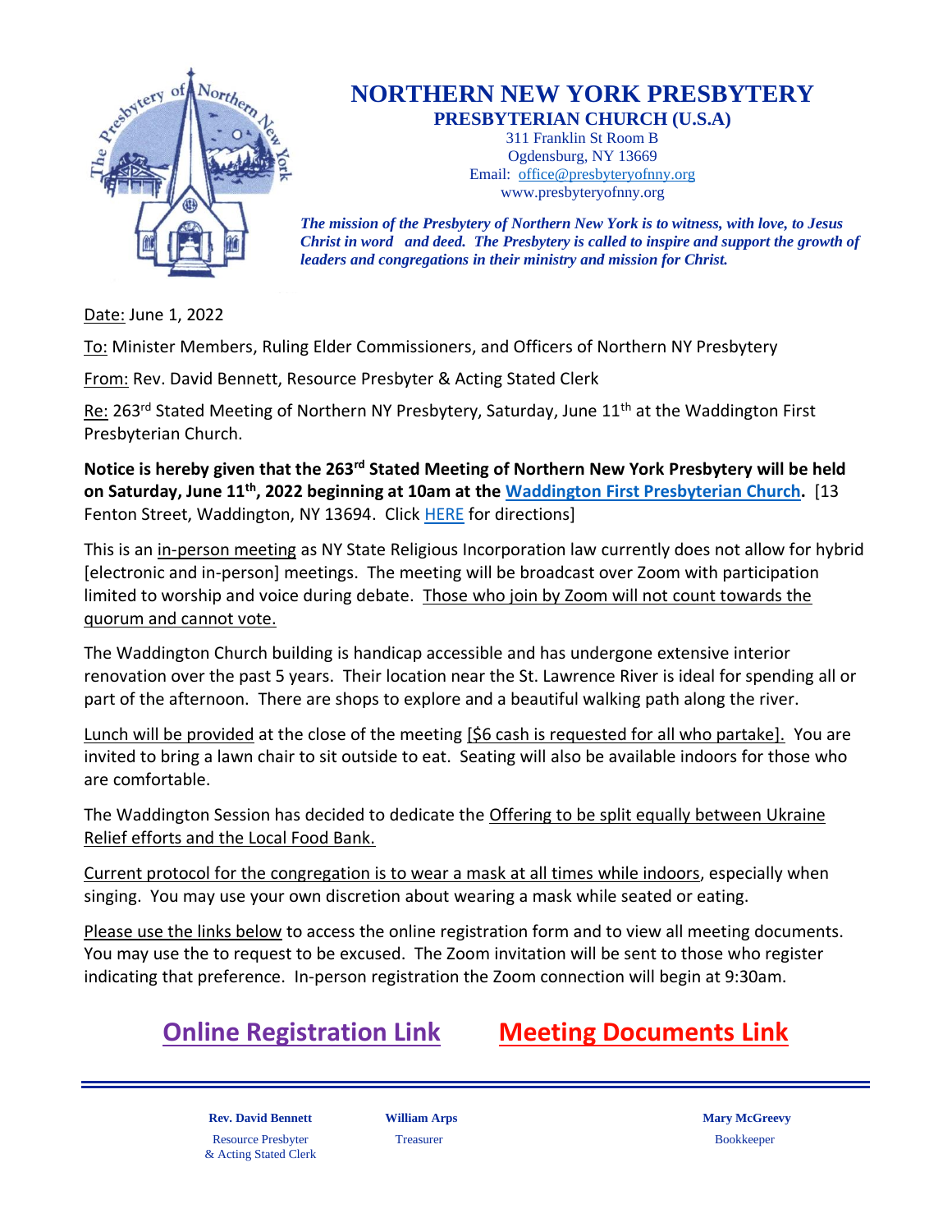# NORTHERN NEW YORK PRESBYTERY

**PRESBYTERIAN CHURCH (U.S.A)**

311 Franklin St Room B
Ogdensburg, NY 13669
Email: office@presbyteryofnny.org
www.presbyteryofnny.org

***The mission of the Presbytery of Northern New York is to witness, with love, to Jesus Christ in word and deed. The Presbytery is called to inspire and support the growth of leaders and congregations in their ministry and mission for Christ.***

Date: June 1, 2022

To: Minister Members, Ruling Elder Commissioners, and Officers of Northern NY Presbytery

From: Rev. David Bennett, Resource Presbyter & Acting Stated Clerk

Re: 263rd Stated Meeting of Northern NY Presbytery, Saturday, June 11th at the Waddington First Presbyterian Church.

**Notice is hereby given that the 263rd Stated Meeting of Northern New York Presbytery will be held on Saturday, June 11th, 2022 beginning at 10am at the Waddington First Presbyterian Church.** [13 Fenton Street, Waddington, NY 13694. Click HERE for directions]

This is an in-person meeting as NY State Religious Incorporation law currently does not allow for hybrid [electronic and in-person] meetings. The meeting will be broadcast over Zoom with participation limited to worship and voice during debate. Those who join by Zoom will not count towards the quorum and cannot vote.

The Waddington Church building is handicap accessible and has undergone extensive interior renovation over the past 5 years. Their location near the St. Lawrence River is ideal for spending all or part of the afternoon. There are shops to explore and a beautiful walking path along the river.

Lunch will be provided at the close of the meeting [$6 cash is requested for all who partake]. You are invited to bring a lawn chair to sit outside to eat. Seating will also be available indoors for those who are comfortable.

The Waddington Session has decided to dedicate the Offering to be split equally between Ukraine Relief efforts and the Local Food Bank.

Current protocol for the congregation is to wear a mask at all times while indoors, especially when singing. You may use your own discretion about wearing a mask while seated or eating.

Please use the links below to access the online registration form and to view all meeting documents. You may use the to request to be excused. The Zoom invitation will be sent to those who register indicating that preference. In-person registration the Zoom connection will begin at 9:30am.

## Online Registration Link    Meeting Documents Link

---

| **Rev. David Bennett** | **William Arps** | **Mary McGreevy** |
|---|---|---|
| Resource Presbyter & Acting Stated Clerk | Treasurer | Bookkeeper |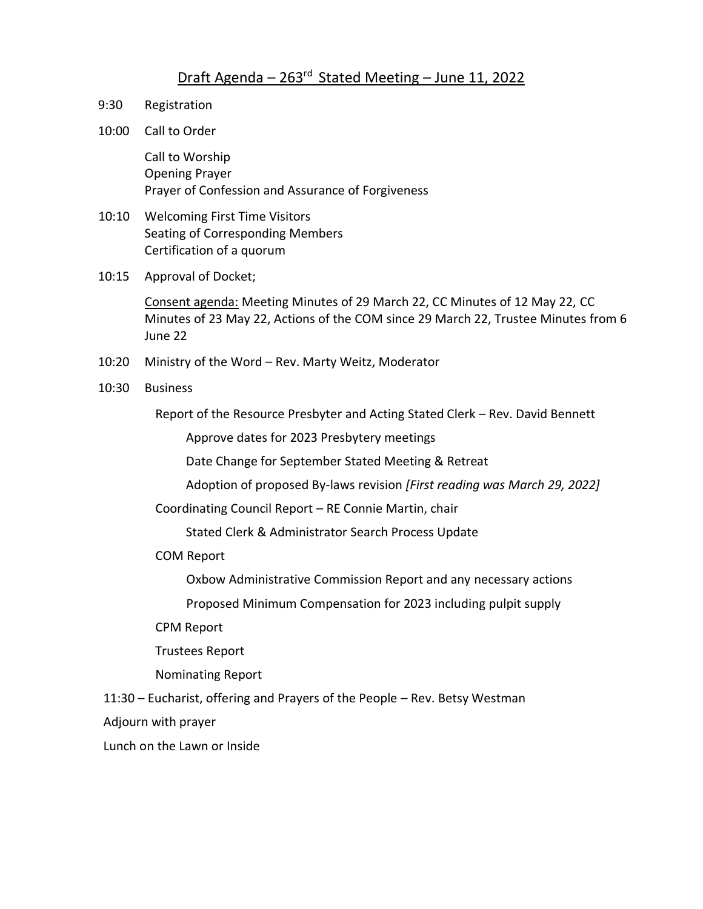# Draft Agenda – 263rd Stated Meeting – June 11, 2022

9:30 Registration

10:00 Call to Order

Call to Worship
Opening Prayer
Prayer of Confession and Assurance of Forgiveness

10:10 Welcoming First Time Visitors
Seating of Corresponding Members
Certification of a quorum

10:15 Approval of Docket;

Consent agenda: Meeting Minutes of 29 March 22, CC Minutes of 12 May 22, CC Minutes of 23 May 22, Actions of the COM since 29 March 22, Trustee Minutes from 6 June 22

10:20 Ministry of the Word – Rev. Marty Weitz, Moderator

10:30 Business

- Report of the Resource Presbyter and Acting Stated Clerk – Rev. David Bennett
  - Approve dates for 2023 Presbytery meetings
  - Date Change for September Stated Meeting & Retreat
  - Adoption of proposed By-laws revision *[First reading was March 29, 2022]*
- Coordinating Council Report – RE Connie Martin, chair
  - Stated Clerk & Administrator Search Process Update
- COM Report
  - Oxbow Administrative Commission Report and any necessary actions
  - Proposed Minimum Compensation for 2023 including pulpit supply
- CPM Report
- Trustees Report
- Nominating Report

11:30 – Eucharist, offering and Prayers of the People – Rev. Betsy Westman

Adjourn with prayer

Lunch on the Lawn or Inside